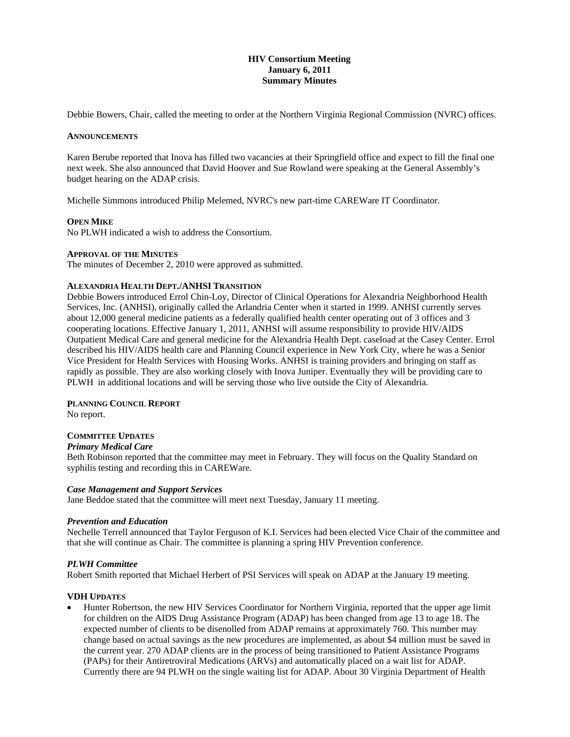**HIV Consortium Meeting**
**January 6, 2011**
**Summary Minutes**

Debbie Bowers, Chair, called the meeting to order at the Northern Virginia Regional Commission (NVRC) offices.

**ANNOUNCEMENTS**

Karen Berube reported that Inova has filled two vacancies at their Springfield office and expect to fill the final one next week. She also announced that David Hoover and Sue Rowland were speaking at the General Assembly's budget hearing on the ADAP crisis.

Michelle Simmons introduced Philip Melemed, NVRC's new part-time CAREWare IT Coordinator.

**OPEN MIKE**

No PLWH indicated a wish to address the Consortium.

**APPROVAL OF THE MINUTES**

The minutes of December 2, 2010 were approved as submitted.

**ALEXANDRIA HEALTH DEPT./ANHSI TRANSITION**

Debbie Bowers introduced Errol Chin-Loy, Director of Clinical Operations for Alexandria Neighborhood Health Services, Inc. (ANHSI), originally called the Arlandria Center when it started in 1999. ANHSI currently serves about 12,000 general medicine patients as a federally qualified health center operating out of 3 offices and 3 cooperating locations. Effective January 1, 2011, ANHSI will assume responsibility to provide HIV/AIDS Outpatient Medical Care and general medicine for the Alexandria Health Dept. caseload at the Casey Center. Errol described his HIV/AIDS health care and Planning Council experience in New York City, where he was a Senior Vice President for Health Services with Housing Works. ANHSI is training providers and bringing on staff as rapidly as possible. They are also working closely with Inova Juniper. Eventually they will be providing care to PLWH in additional locations and will be serving those who live outside the City of Alexandria.

**PLANNING COUNCIL REPORT**

No report.

**COMMITTEE UPDATES**

***Primary Medical Care***

Beth Robinson reported that the committee may meet in February. They will focus on the Quality Standard on syphilis testing and recording this in CAREWare.

***Case Management and Support Services***

Jane Beddoe stated that the committee will meet next Tuesday, January 11 meeting.

***Prevention and Education***

Nechelle Terrell announced that Taylor Ferguson of K.I. Services had been elected Vice Chair of the committee and that she will continue as Chair. The committee is planning a spring HIV Prevention conference.

***PLWH Committee***

Robert Smith reported that Michael Herbert of PSI Services will speak on ADAP at the January 19 meeting.

**VDH UPDATES**

- Hunter Robertson, the new HIV Services Coordinator for Northern Virginia, reported that the upper age limit for children on the AIDS Drug Assistance Program (ADAP) has been changed from age 13 to age 18. The expected number of clients to be disenolled from ADAP remains at approximately 760. This number may change based on actual savings as the new procedures are implemented, as about $4 million must be saved in the current year. 270 ADAP clients are in the process of being transitioned to Patient Assistance Programs (PAPs) for their Antiretroviral Medications (ARVs) and automatically placed on a wait list for ADAP. Currently there are 94 PLWH on the single waiting list for ADAP. About 30 Virginia Department of Health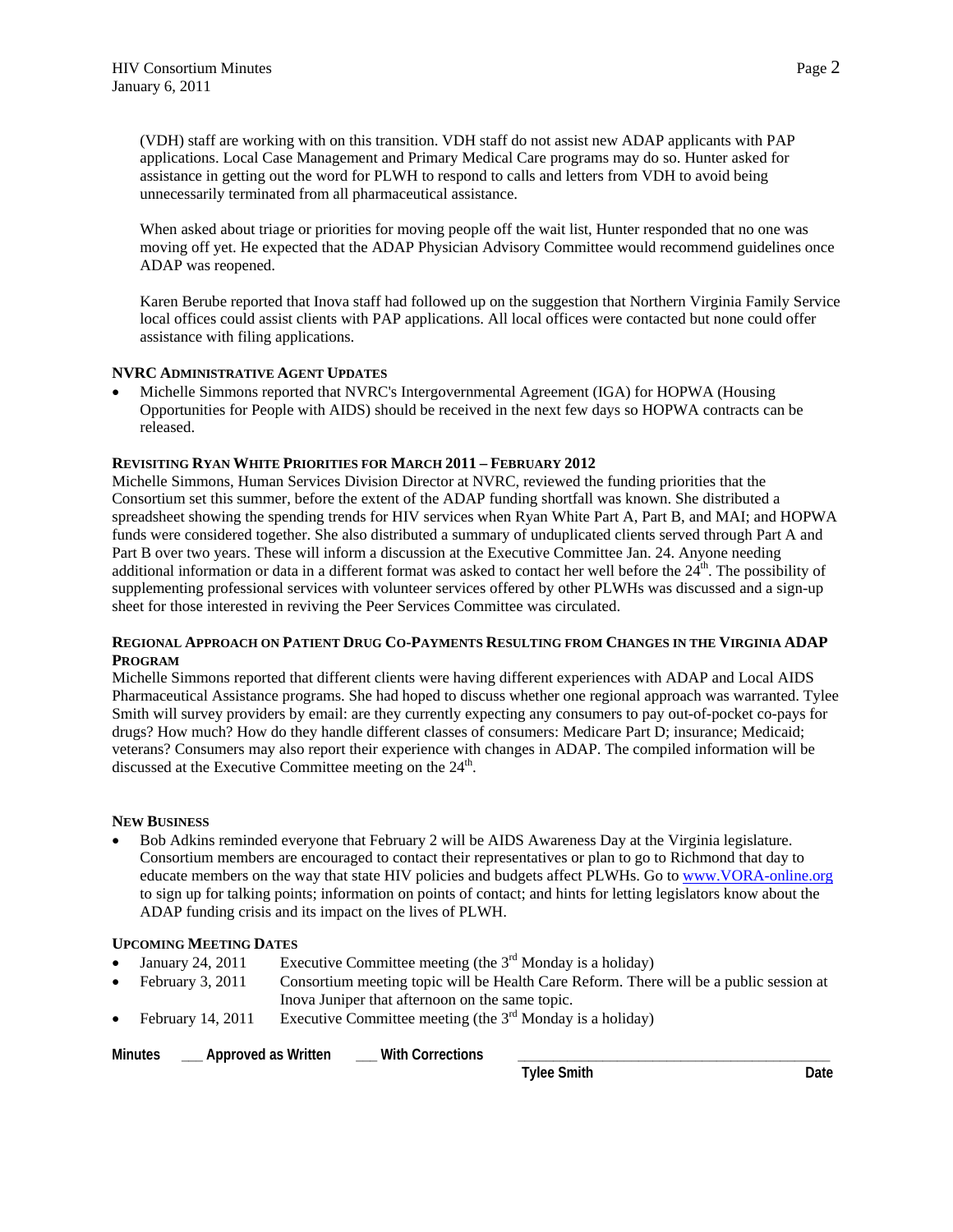(VDH) staff are working with on this transition. VDH staff do not assist new ADAP applicants with PAP applications. Local Case Management and Primary Medical Care programs may do so. Hunter asked for assistance in getting out the word for PLWH to respond to calls and letters from VDH to avoid being unnecessarily terminated from all pharmaceutical assistance.

When asked about triage or priorities for moving people off the wait list, Hunter responded that no one was moving off yet. He expected that the ADAP Physician Advisory Committee would recommend guidelines once ADAP was reopened.

Karen Berube reported that Inova staff had followed up on the suggestion that Northern Virginia Family Service local offices could assist clients with PAP applications. All local offices were contacted but none could offer assistance with filing applications.

**NVRC Administrative Agent Updates**

- Michelle Simmons reported that NVRC's Intergovernmental Agreement (IGA) for HOPWA (Housing Opportunities for People with AIDS) should be received in the next few days so HOPWA contracts can be released.

**Revisiting Ryan White Priorities for March 2011 – February 2012**

Michelle Simmons, Human Services Division Director at NVRC, reviewed the funding priorities that the Consortium set this summer, before the extent of the ADAP funding shortfall was known. She distributed a spreadsheet showing the spending trends for HIV services when Ryan White Part A, Part B, and MAI; and HOPWA funds were considered together. She also distributed a summary of unduplicated clients served through Part A and Part B over two years. These will inform a discussion at the Executive Committee Jan. 24. Anyone needing additional information or data in a different format was asked to contact her well before the 24th. The possibility of supplementing professional services with volunteer services offered by other PLWHs was discussed and a sign-up sheet for those interested in reviving the Peer Services Committee was circulated.

**Regional Approach on Patient Drug Co-Payments Resulting from Changes in the Virginia ADAP Program**

Michelle Simmons reported that different clients were having different experiences with ADAP and Local AIDS Pharmaceutical Assistance programs. She had hoped to discuss whether one regional approach was warranted. Tylee Smith will survey providers by email: are they currently expecting any consumers to pay out-of-pocket co-pays for drugs? How much? How do they handle different classes of consumers: Medicare Part D; insurance; Medicaid; veterans? Consumers may also report their experience with changes in ADAP. The compiled information will be discussed at the Executive Committee meeting on the 24th.

**New Business**

- Bob Adkins reminded everyone that February 2 will be AIDS Awareness Day at the Virginia legislature. Consortium members are encouraged to contact their representatives or plan to go to Richmond that day to educate members on the way that state HIV policies and budgets affect PLWHs. Go to www.VORA-online.org to sign up for talking points; information on points of contact; and hints for letting legislators know about the ADAP funding crisis and its impact on the lives of PLWH.

**Upcoming Meeting Dates**

- January 24, 2011 — Executive Committee meeting (the 3rd Monday is a holiday)
- February 3, 2011 — Consortium meeting topic will be Health Care Reform. There will be a public session at Inova Juniper that afternoon on the same topic.
- February 14, 2011 — Executive Committee meeting (the 3rd Monday is a holiday)

**Minutes** ___ **Approved as Written** ___ **With Corrections** ________________________________________

**Tylee Smith** **Date**